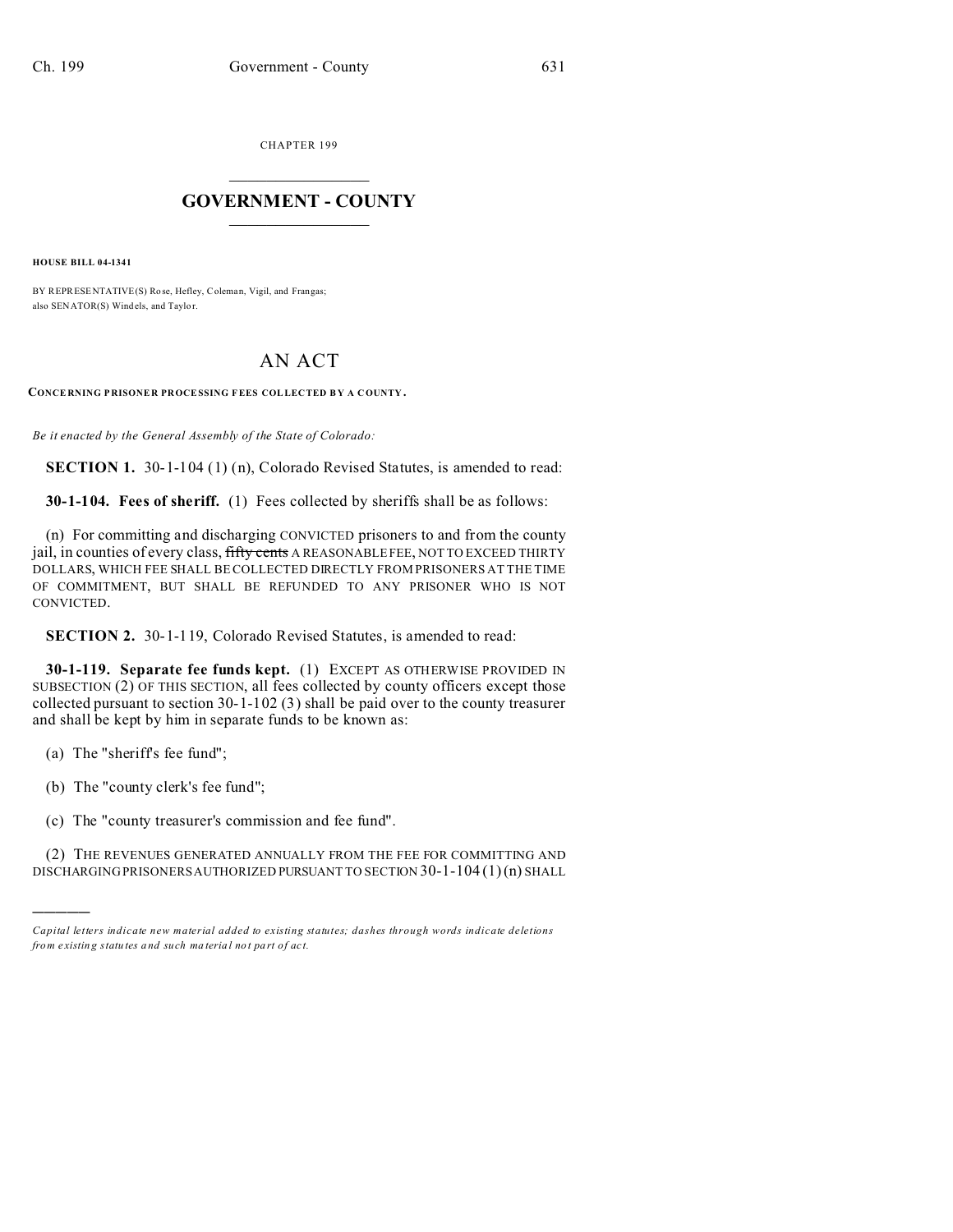CHAPTER 199

# GOVERNMENT - COUNTY

**HOUSE BILL 04-1341**

BY REPRESENTATIVE(S) Rose, Hefley, Coleman, Vigil, and Frangas;
also SENATOR(S) Windels, and Taylor.

# AN ACT

**CONCERNING PRISONER PROCESSING FEES COLLECTED BY A COUNTY.**

*Be it enacted by the General Assembly of the State of Colorado:*

**SECTION 1.** 30-1-104 (1) (n), Colorado Revised Statutes, is amended to read:

**30-1-104. Fees of sheriff.** (1) Fees collected by sheriffs shall be as follows:

(n) For committing and discharging CONVICTED prisoners to and from the county jail, in counties of every class, ~~fifty cents~~ A REASONABLE FEE, NOT TO EXCEED THIRTY DOLLARS, WHICH FEE SHALL BE COLLECTED DIRECTLY FROM PRISONERS AT THE TIME OF COMMITMENT, BUT SHALL BE REFUNDED TO ANY PRISONER WHO IS NOT CONVICTED.

**SECTION 2.** 30-1-119, Colorado Revised Statutes, is amended to read:

**30-1-119. Separate fee funds kept.** (1) EXCEPT AS OTHERWISE PROVIDED IN SUBSECTION (2) OF THIS SECTION, all fees collected by county officers except those collected pursuant to section 30-1-102 (3) shall be paid over to the county treasurer and shall be kept by him in separate funds to be known as:

(a) The "sheriff's fee fund";

(b) The "county clerk's fee fund";

(c) The "county treasurer's commission and fee fund".

(2) THE REVENUES GENERATED ANNUALLY FROM THE FEE FOR COMMITTING AND DISCHARGING PRISONERS AUTHORIZED PURSUANT TO SECTION 30-1-104 (1) (n) SHALL

---

*Capital letters indicate new material added to existing statutes; dashes through words indicate deletions from existing statutes and such material not part of act.*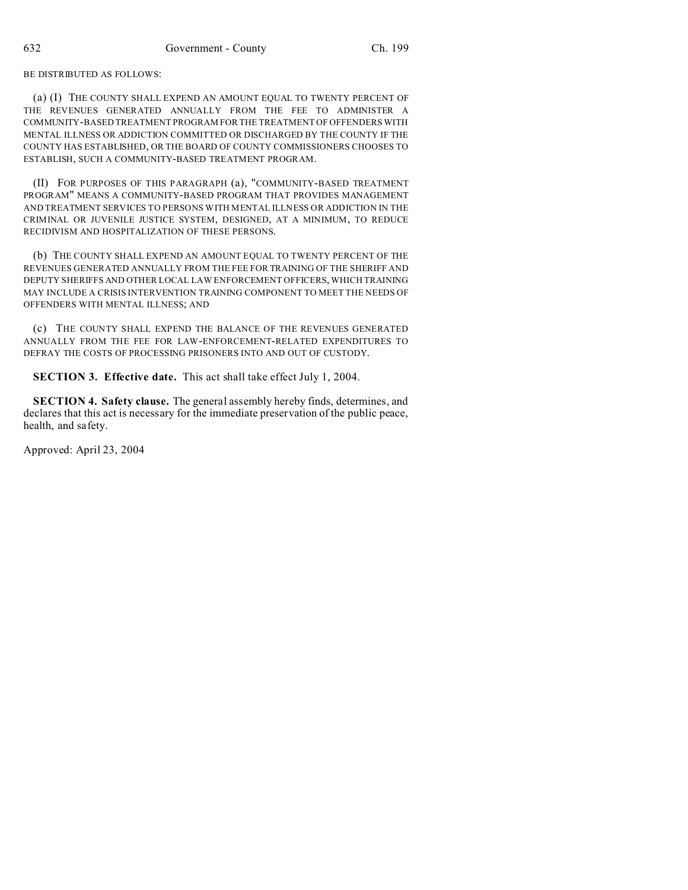BE DISTRIBUTED AS FOLLOWS:

(a) (I) THE COUNTY SHALL EXPEND AN AMOUNT EQUAL TO TWENTY PERCENT OF THE REVENUES GENERATED ANNUALLY FROM THE FEE TO ADMINISTER A COMMUNITY-BASED TREATMENT PROGRAM FOR THE TREATMENT OF OFFENDERS WITH MENTAL ILLNESS OR ADDICTION COMMITTED OR DISCHARGED BY THE COUNTY IF THE COUNTY HAS ESTABLISHED, OR THE BOARD OF COUNTY COMMISSIONERS CHOOSES TO ESTABLISH, SUCH A COMMUNITY-BASED TREATMENT PROGRAM.

(II) FOR PURPOSES OF THIS PARAGRAPH (a), "COMMUNITY-BASED TREATMENT PROGRAM" MEANS A COMMUNITY-BASED PROGRAM THAT PROVIDES MANAGEMENT AND TREATMENT SERVICES TO PERSONS WITH MENTAL ILLNESS OR ADDICTION IN THE CRIMINAL OR JUVENILE JUSTICE SYSTEM, DESIGNED, AT A MINIMUM, TO REDUCE RECIDIVISM AND HOSPITALIZATION OF THESE PERSONS.

(b) THE COUNTY SHALL EXPEND AN AMOUNT EQUAL TO TWENTY PERCENT OF THE REVENUES GENERATED ANNUALLY FROM THE FEE FOR TRAINING OF THE SHERIFF AND DEPUTY SHERIFFS AND OTHER LOCAL LAW ENFORCEMENT OFFICERS, WHICH TRAINING MAY INCLUDE A CRISIS INTERVENTION TRAINING COMPONENT TO MEET THE NEEDS OF OFFENDERS WITH MENTAL ILLNESS; AND

(c) THE COUNTY SHALL EXPEND THE BALANCE OF THE REVENUES GENERATED ANNUALLY FROM THE FEE FOR LAW-ENFORCEMENT-RELATED EXPENDITURES TO DEFRAY THE COSTS OF PROCESSING PRISONERS INTO AND OUT OF CUSTODY.

**SECTION 3. Effective date.** This act shall take effect July 1, 2004.

**SECTION 4. Safety clause.** The general assembly hereby finds, determines, and declares that this act is necessary for the immediate preservation of the public peace, health, and safety.

Approved: April 23, 2004